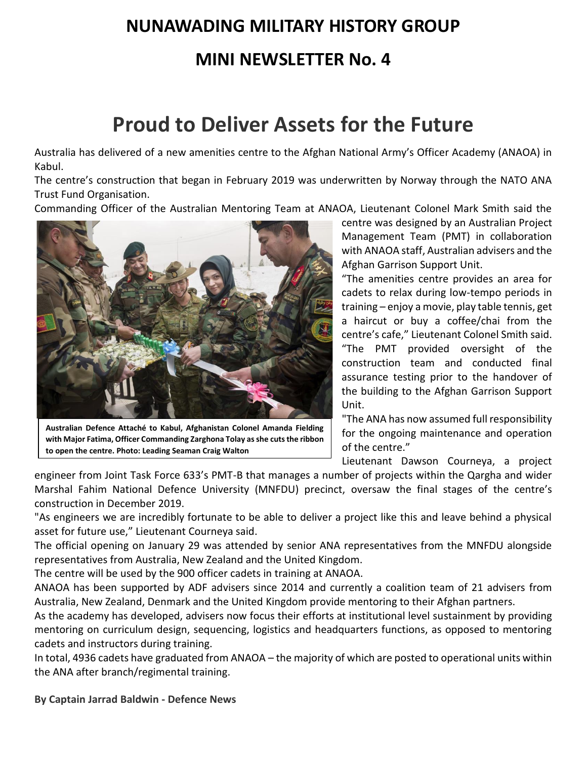# NUNAWADING MILITARY HISTORY GROUP

## MINI NEWSLETTER No. 4

# Proud to Deliver Assets for the Future

Australia has delivered of a new amenities centre to the Afghan National Army's Officer Academy (ANAOA) in Kabul.

The centre's construction that began in February 2019 was underwritten by Norway through the NATO ANA Trust Fund Organisation.

Commanding Officer of the Australian Mentoring Team at ANAOA, Lieutenant Colonel Mark Smith said the centre was designed by an Australian Project Management Team (PMT) in collaboration with ANAOA staff, Australian advisers and the Afghan Garrison Support Unit.

**Australian Defence Attaché to Kabul, Afghanistan Colonel Amanda Fielding with Major Fatima, Officer Commanding Zarghona Tolay as she cuts the ribbon to open the centre. Photo: Leading Seaman Craig Walton**

"The amenities centre provides an area for cadets to relax during low-tempo periods in training – enjoy a movie, play table tennis, get a haircut or buy a coffee/chai from the centre's cafe," Lieutenant Colonel Smith said.

"The PMT provided oversight of the construction team and conducted final assurance testing prior to the handover of the building to the Afghan Garrison Support Unit.

"The ANA has now assumed full responsibility for the ongoing maintenance and operation of the centre."

Lieutenant Dawson Courneya, a project engineer from Joint Task Force 633's PMT-B that manages a number of projects within the Qargha and wider Marshal Fahim National Defence University (MNFDU) precinct, oversaw the final stages of the centre's construction in December 2019.

"As engineers we are incredibly fortunate to be able to deliver a project like this and leave behind a physical asset for future use," Lieutenant Courneya said.

The official opening on January 29 was attended by senior ANA representatives from the MNFDU alongside representatives from Australia, New Zealand and the United Kingdom.

The centre will be used by the 900 officer cadets in training at ANAOA.

ANAOA has been supported by ADF advisers since 2014 and currently a coalition team of 21 advisers from Australia, New Zealand, Denmark and the United Kingdom provide mentoring to their Afghan partners.

As the academy has developed, advisers now focus their efforts at institutional level sustainment by providing mentoring on curriculum design, sequencing, logistics and headquarters functions, as opposed to mentoring cadets and instructors during training.

In total, 4936 cadets have graduated from ANAOA – the majority of which are posted to operational units within the ANA after branch/regimental training.

**By Captain Jarrad Baldwin - Defence News**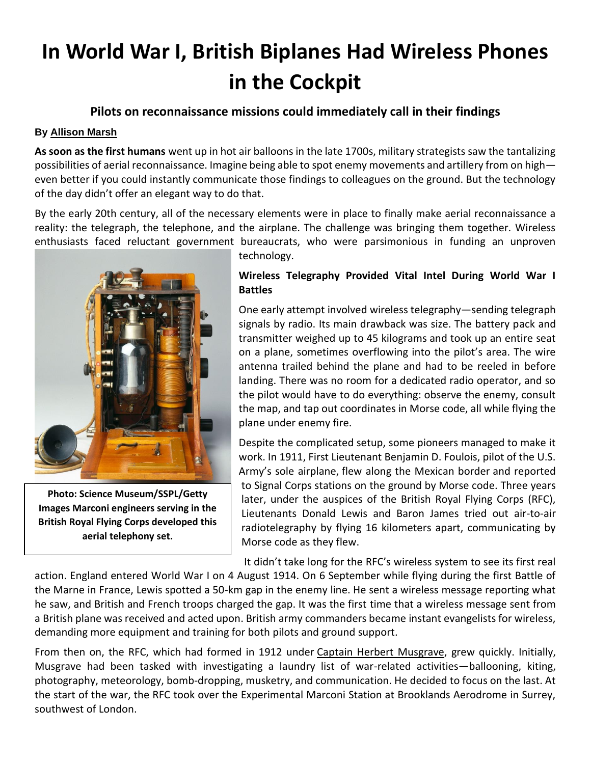# In World War I, British Biplanes Had Wireless Phones in the Cockpit

### Pilots on reconnaissance missions could immediately call in their findings

**By Allison Marsh**

**As soon as the first humans** went up in hot air balloons in the late 1700s, military strategists saw the tantalizing possibilities of aerial reconnaissance. Imagine being able to spot enemy movements and artillery from on high—even better if you could instantly communicate those findings to colleagues on the ground. But the technology of the day didn't offer an elegant way to do that.

By the early 20th century, all of the necessary elements were in place to finally make aerial reconnaissance a reality: the telegraph, the telephone, and the airplane. The challenge was bringing them together. Wireless enthusiasts faced reluctant government bureaucrats, who were parsimonious in funding an unproven technology.

**Photo: Science Museum/SSPL/Getty Images Marconi engineers serving in the British Royal Flying Corps developed this aerial telephony set.**

### Wireless Telegraphy Provided Vital Intel During World War I Battles

One early attempt involved wireless telegraphy—sending telegraph signals by radio. Its main drawback was size. The battery pack and transmitter weighed up to 45 kilograms and took up an entire seat on a plane, sometimes overflowing into the pilot's area. The wire antenna trailed behind the plane and had to be reeled in before landing. There was no room for a dedicated radio operator, and so the pilot would have to do everything: observe the enemy, consult the map, and tap out coordinates in Morse code, all while flying the plane under enemy fire.

Despite the complicated setup, some pioneers managed to make it work. In 1911, First Lieutenant Benjamin D. Foulois, pilot of the U.S. Army's sole airplane, flew along the Mexican border and reported to Signal Corps stations on the ground by Morse code. Three years later, under the auspices of the British Royal Flying Corps (RFC), Lieutenants Donald Lewis and Baron James tried out air-to-air radiotelegraphy by flying 16 kilometers apart, communicating by Morse code as they flew.

It didn't take long for the RFC's wireless system to see its first real action. England entered World War I on 4 August 1914. On 6 September while flying during the first Battle of the Marne in France, Lewis spotted a 50-km gap in the enemy line. He sent a wireless message reporting what he saw, and British and French troops charged the gap. It was the first time that a wireless message sent from a British plane was received and acted upon. British army commanders became instant evangelists for wireless, demanding more equipment and training for both pilots and ground support.

From then on, the RFC, which had formed in 1912 under Captain Herbert Musgrave, grew quickly. Initially, Musgrave had been tasked with investigating a laundry list of war-related activities—ballooning, kiting, photography, meteorology, bomb-dropping, musketry, and communication. He decided to focus on the last. At the start of the war, the RFC took over the Experimental Marconi Station at Brooklands Aerodrome in Surrey, southwest of London.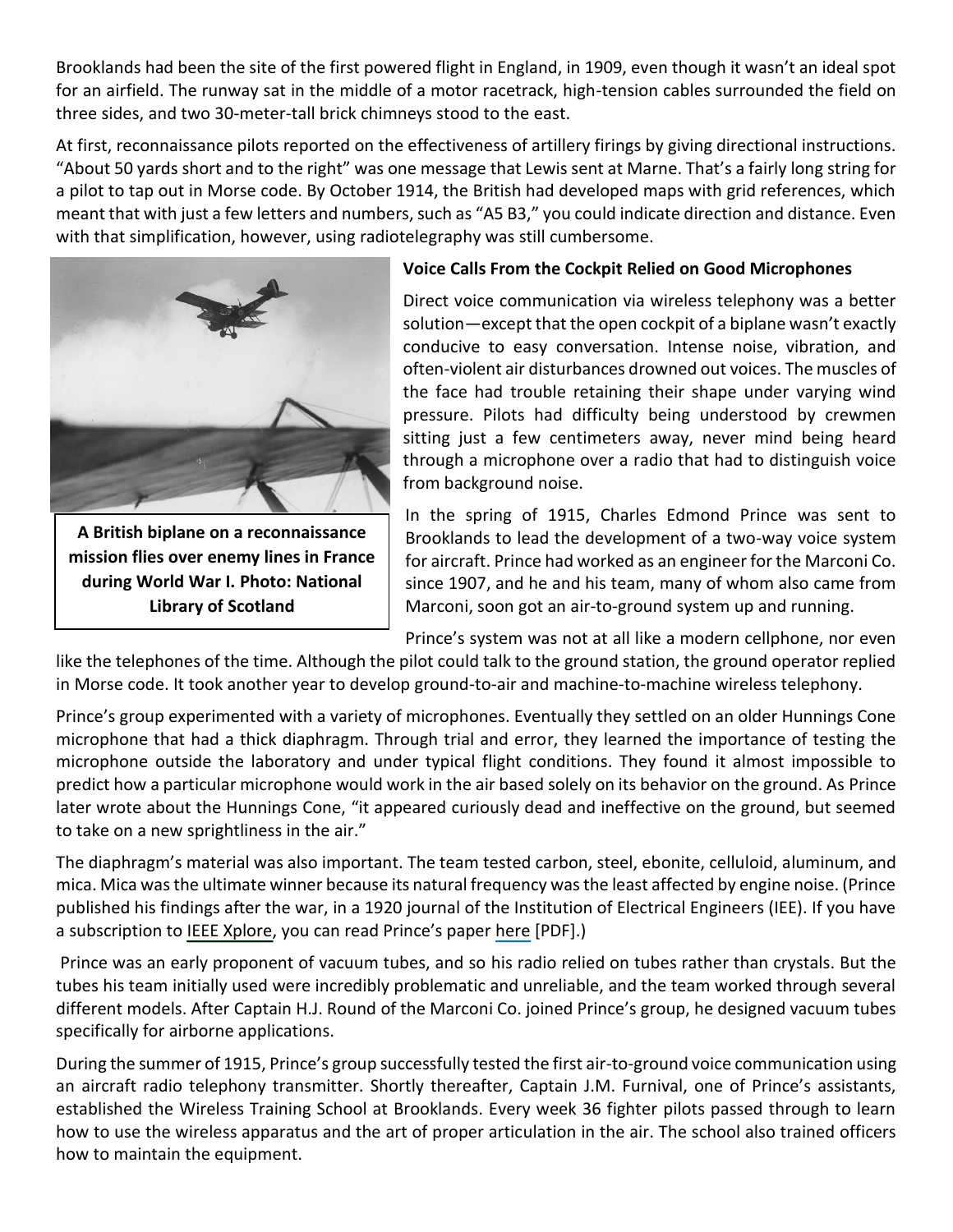Brooklands had been the site of the first powered flight in England, in 1909, even though it wasn't an ideal spot for an airfield. The runway sat in the middle of a motor racetrack, high-tension cables surrounded the field on three sides, and two 30-meter-tall brick chimneys stood to the east.

At first, reconnaissance pilots reported on the effectiveness of artillery firings by giving directional instructions. "About 50 yards short and to the right" was one message that Lewis sent at Marne. That's a fairly long string for a pilot to tap out in Morse code. By October 1914, the British had developed maps with grid references, which meant that with just a few letters and numbers, such as "A5 B3," you could indicate direction and distance. Even with that simplification, however, using radiotelegraphy was still cumbersome.

**A British biplane on a reconnaissance mission flies over enemy lines in France during World War I. Photo: National Library of Scotland**

**Voice Calls From the Cockpit Relied on Good Microphones**

Direct voice communication via wireless telephony was a better solution—except that the open cockpit of a biplane wasn't exactly conducive to easy conversation. Intense noise, vibration, and often-violent air disturbances drowned out voices. The muscles of the face had trouble retaining their shape under varying wind pressure. Pilots had difficulty being understood by crewmen sitting just a few centimeters away, never mind being heard through a microphone over a radio that had to distinguish voice from background noise.

In the spring of 1915, Charles Edmond Prince was sent to Brooklands to lead the development of a two-way voice system for aircraft. Prince had worked as an engineer for the Marconi Co. since 1907, and he and his team, many of whom also came from Marconi, soon got an air-to-ground system up and running.

Prince's system was not at all like a modern cellphone, nor even like the telephones of the time. Although the pilot could talk to the ground station, the ground operator replied in Morse code. It took another year to develop ground-to-air and machine-to-machine wireless telephony.

Prince's group experimented with a variety of microphones. Eventually they settled on an older Hunnings Cone microphone that had a thick diaphragm. Through trial and error, they learned the importance of testing the microphone outside the laboratory and under typical flight conditions. They found it almost impossible to predict how a particular microphone would work in the air based solely on its behavior on the ground. As Prince later wrote about the Hunnings Cone, "it appeared curiously dead and ineffective on the ground, but seemed to take on a new sprightliness in the air."

The diaphragm's material was also important. The team tested carbon, steel, ebonite, celluloid, aluminum, and mica. Mica was the ultimate winner because its natural frequency was the least affected by engine noise. (Prince published his findings after the war, in a 1920 journal of the Institution of Electrical Engineers (IEE). If you have a subscription to IEEE Xplore, you can read Prince's paper here [PDF].)

Prince was an early proponent of vacuum tubes, and so his radio relied on tubes rather than crystals. But the tubes his team initially used were incredibly problematic and unreliable, and the team worked through several different models. After Captain H.J. Round of the Marconi Co. joined Prince's group, he designed vacuum tubes specifically for airborne applications.

During the summer of 1915, Prince's group successfully tested the first air-to-ground voice communication using an aircraft radio telephony transmitter. Shortly thereafter, Captain J.M. Furnival, one of Prince's assistants, established the Wireless Training School at Brooklands. Every week 36 fighter pilots passed through to learn how to use the wireless apparatus and the art of proper articulation in the air. The school also trained officers how to maintain the equipment.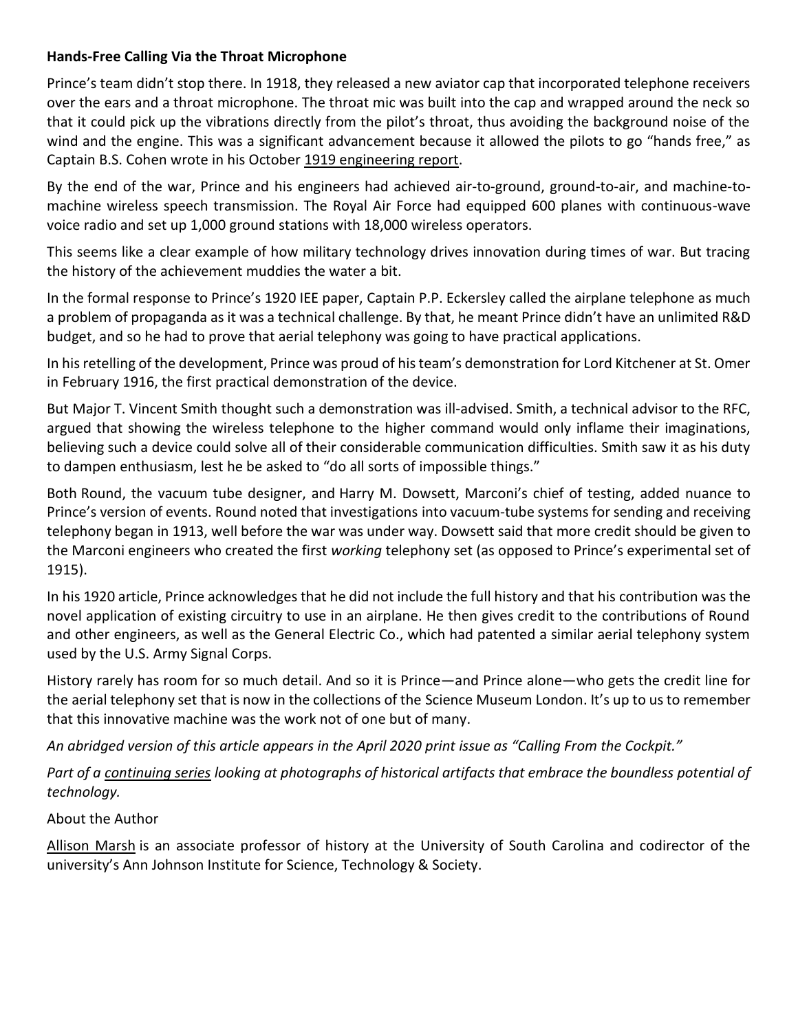**Hands-Free Calling Via the Throat Microphone**

Prince's team didn't stop there. In 1918, they released a new aviator cap that incorporated telephone receivers over the ears and a throat microphone. The throat mic was built into the cap and wrapped around the neck so that it could pick up the vibrations directly from the pilot's throat, thus avoiding the background noise of the wind and the engine. This was a significant advancement because it allowed the pilots to go "hands free," as Captain B.S. Cohen wrote in his October 1919 engineering report.

By the end of the war, Prince and his engineers had achieved air-to-ground, ground-to-air, and machine-to-machine wireless speech transmission. The Royal Air Force had equipped 600 planes with continuous-wave voice radio and set up 1,000 ground stations with 18,000 wireless operators.

This seems like a clear example of how military technology drives innovation during times of war. But tracing the history of the achievement muddies the water a bit.

In the formal response to Prince's 1920 IEE paper, Captain P.P. Eckersley called the airplane telephone as much a problem of propaganda as it was a technical challenge. By that, he meant Prince didn't have an unlimited R&D budget, and so he had to prove that aerial telephony was going to have practical applications.

In his retelling of the development, Prince was proud of his team's demonstration for Lord Kitchener at St. Omer in February 1916, the first practical demonstration of the device.

But Major T. Vincent Smith thought such a demonstration was ill-advised. Smith, a technical advisor to the RFC, argued that showing the wireless telephone to the higher command would only inflame their imaginations, believing such a device could solve all of their considerable communication difficulties. Smith saw it as his duty to dampen enthusiasm, lest he be asked to "do all sorts of impossible things."

Both Round, the vacuum tube designer, and Harry M. Dowsett, Marconi's chief of testing, added nuance to Prince's version of events. Round noted that investigations into vacuum-tube systems for sending and receiving telephony began in 1913, well before the war was under way. Dowsett said that more credit should be given to the Marconi engineers who created the first *working* telephony set (as opposed to Prince's experimental set of 1915).

In his 1920 article, Prince acknowledges that he did not include the full history and that his contribution was the novel application of existing circuitry to use in an airplane. He then gives credit to the contributions of Round and other engineers, as well as the General Electric Co., which had patented a similar aerial telephony system used by the U.S. Army Signal Corps.

History rarely has room for so much detail. And so it is Prince—and Prince alone—who gets the credit line for the aerial telephony set that is now in the collections of the Science Museum London. It's up to us to remember that this innovative machine was the work not of one but of many.

*An abridged version of this article appears in the April 2020 print issue as "Calling From the Cockpit."*

*Part of a continuing series looking at photographs of historical artifacts that embrace the boundless potential of technology.*

About the Author

Allison Marsh is an associate professor of history at the University of South Carolina and codirector of the university's Ann Johnson Institute for Science, Technology & Society.